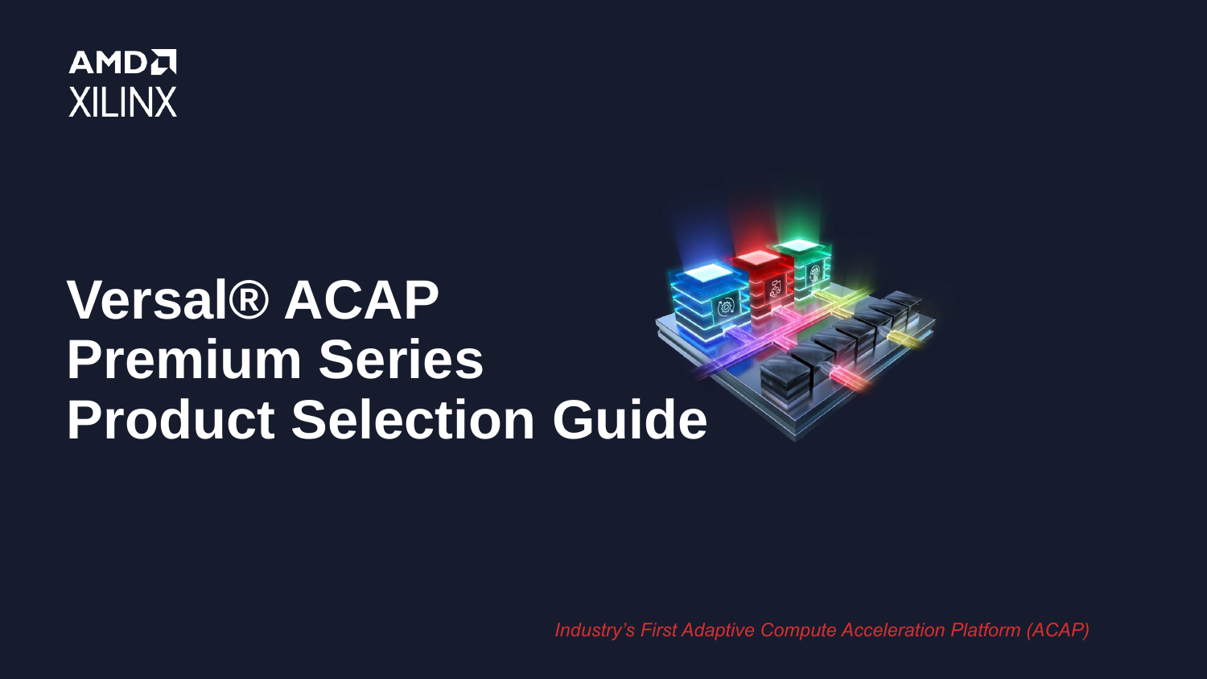AMD
XILINX

# Versal® ACAP Premium Series Product Selection Guide

*Industry's First Adaptive Compute Acceleration Platform (ACAP)*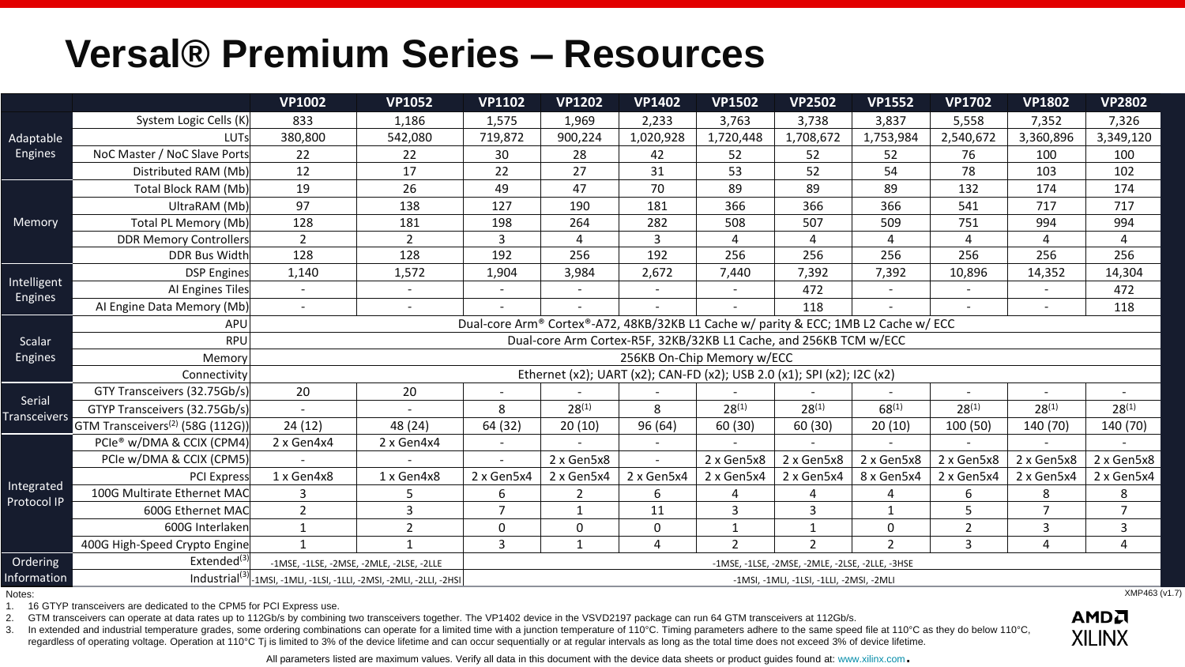# Versal® Premium Series – Resources

| | | VP1002 | VP1052 | VP1102 | VP1202 | VP1402 | VP1502 | VP2502 | VP1552 | VP1702 | VP1802 | VP2802 |
|---|---|---|---|---|---|---|---|---|---|---|---|---|
| Adaptable Engines | System Logic Cells (K) | 833 | 1,186 | 1,575 | 1,969 | 2,233 | 3,763 | 3,738 | 3,837 | 5,558 | 7,352 | 7,326 |
| | LUTs | 380,800 | 542,080 | 719,872 | 900,224 | 1,020,928 | 1,720,448 | 1,708,672 | 1,753,984 | 2,540,672 | 3,360,896 | 3,349,120 |
| | NoC Master / NoC Slave Ports | 22 | 22 | 30 | 28 | 42 | 52 | 52 | 52 | 76 | 100 | 100 |
| | Distributed RAM (Mb) | 12 | 17 | 22 | 27 | 31 | 53 | 52 | 54 | 78 | 103 | 102 |
| Memory | Total Block RAM (Mb) | 19 | 26 | 49 | 47 | 70 | 89 | 89 | 89 | 132 | 174 | 174 |
| | UltraRAM (Mb) | 97 | 138 | 127 | 190 | 181 | 366 | 366 | 366 | 541 | 717 | 717 |
| | Total PL Memory (Mb) | 128 | 181 | 198 | 264 | 282 | 508 | 507 | 509 | 751 | 994 | 994 |
| | DDR Memory Controllers | 2 | 2 | 3 | 4 | 3 | 4 | 4 | 4 | 4 | 4 | 4 |
| | DDR Bus Width | 128 | 128 | 192 | 256 | 192 | 256 | 256 | 256 | 256 | 256 | 256 |
| Intelligent Engines | DSP Engines | 1,140 | 1,572 | 1,904 | 3,984 | 2,672 | 7,440 | 7,392 | 7,392 | 10,896 | 14,352 | 14,304 |
| | AI Engines Tiles | - | - | - | - | - | - | 472 | - | - | - | 472 |
| | AI Engine Data Memory (Mb) | - | - | - | - | - | - | 118 | - | - | - | 118 |
| Scalar Engines | APU | Dual-core Arm® Cortex®-A72, 48KB/32KB L1 Cache w/ parity & ECC; 1MB L2 Cache w/ ECC | | | | | | | | | | |
| | RPU | Dual-core Arm Cortex-R5F, 32KB/32KB L1 Cache, and 256KB TCM w/ECC | | | | | | | | | | |
| | Memory | 256KB On-Chip Memory w/ECC | | | | | | | | | | |
| | Connectivity | Ethernet (x2); UART (x2); CAN-FD (x2); USB 2.0 (x1); SPI (x2); I2C (x2) | | | | | | | | | | |
| Serial Transceivers | GTY Transceivers (32.75Gb/s) | 20 | 20 | - | - | - | - | - | - | - | - | - |
| | GTYP Transceivers (32.75Gb/s) | - | - | 8 | 28(1) | 8 | 28(1) | 28(1) | 68(1) | 28(1) | 28(1) | 28(1) |
| | GTM Transceivers(2) (58G (112G)) | 24 (12) | 48 (24) | 64 (32) | 20 (10) | 96 (64) | 60 (30) | 60 (30) | 20 (10) | 100 (50) | 140 (70) | 140 (70) |
| Integrated Protocol IP | PCIe® w/DMA & CCIX (CPM4) | 2 x Gen4x4 | 2 x Gen4x4 | - | - | - | - | - | - | - | - | - |
| | PCIe w/DMA & CCIX (CPM5) | - | - | - | 2 x Gen5x8 | - | 2 x Gen5x8 | 2 x Gen5x8 | 2 x Gen5x8 | 2 x Gen5x8 | 2 x Gen5x8 | 2 x Gen5x8 |
| | PCI Express | 1 x Gen4x8 | 1 x Gen4x8 | 2 x Gen5x4 | 2 x Gen5x4 | 2 x Gen5x4 | 2 x Gen5x4 | 2 x Gen5x4 | 8 x Gen5x4 | 2 x Gen5x4 | 2 x Gen5x4 | 2 x Gen5x4 |
| | 100G Multirate Ethernet MAC | 3 | 5 | 6 | 2 | 6 | 4 | 4 | 4 | 6 | 8 | 8 |
| | 600G Ethernet MAC | 2 | 3 | 7 | 1 | 11 | 3 | 3 | 1 | 5 | 7 | 7 |
| | 600G Interlaken | 1 | 2 | 0 | 0 | 0 | 1 | 1 | 0 | 2 | 3 | 3 |
| | 400G High-Speed Crypto Engine | 1 | 1 | 3 | 1 | 4 | 2 | 2 | 2 | 3 | 4 | 4 |
| Ordering Information | Extended(3) | -1MSE, -1LSE, -2MSE, -2MLE, -2LSE, -2LLE | | -1MSE, -1LSE, -2MSE, -2MLE, -2LSE, -2LLE, -3HSE | | | | | | | | |
| | Industrial(3) | -1MSI, -1MLI, -1LSI, -1LLI, -2MSI, -2MLI, -2LLI, -2HSI | | -1MSI, -1MLI, -1LSI, -1LLI, -2MSI, -2MLI | | | | | | | | |

Notes:

1. 16 GTYP transceivers are dedicated to the CPM5 for PCI Express use.
2. GTM transceivers can operate at data rates up to 112Gb/s by combining two transceivers together. The VP1402 device in the VSVD2197 package can run 64 GTM transceivers at 112Gb/s.
3. In extended and industrial temperature grades, some ordering combinations can operate for a limited time with a junction temperature of 110°C. Timing parameters adhere to the same speed file at 110°C as they do below 110°C, regardless of operating voltage. Operation at 110°C Tj is limited to 3% of the device lifetime and can occur sequentially or at regular intervals as long as the total time does not exceed 3% of device lifetime.

XMP463 (v1.7)

All parameters listed are maximum values. Verify all data in this document with the device data sheets or product guides found at: www.xilinx.com.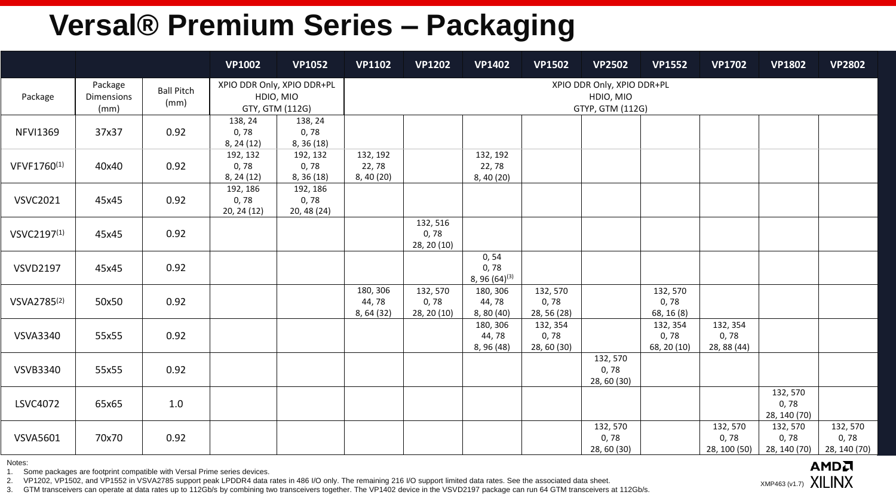# Versal® Premium Series – Packaging

| Package | Package Dimensions (mm) | Ball Pitch (mm) | VP1002 | VP1052 | VP1102 | VP1202 | VP1402 | VP1502 | VP2502 | VP1552 | VP1702 | VP1802 | VP2802 |
|---|---|---|---|---|---|---|---|---|---|---|---|---|---|
| | | | XPIO DDR Only, XPIO DDR+PL HDIO, MIO GTY, GTM (112G) | | XPIO DDR Only, XPIO DDR+PL HDIO, MIO GTYP, GTM (112G) | | | | | | | | |
| NFVI1369 | 37x37 | 0.92 | 138, 24 0, 78 8, 24 (12) | 138, 24 0, 78 8, 36 (18) | | | | | | | | | |
| VFVF1760[1] | 40x40 | 0.92 | 192, 132 0, 78 8, 24 (12) | 192, 132 0, 78 8, 36 (18) | 132, 192 22, 78 8, 40 (20) | | 132, 192 22, 78 8, 40 (20) | | | | | | |
| VSVC2021 | 45x45 | 0.92 | 192, 186 0, 78 20, 24 (12) | 192, 186 0, 78 20, 48 (24) | | | | | | | | | |
| VSVC2197[1] | 45x45 | 0.92 | | | | 132, 516 0, 78 28, 20 (10) | | | | | | | |
| VSVD2197 | 45x45 | 0.92 | | | | | 0, 54 0, 78 8, 96 (64)[3] | | | | | | |
| VSVA2785[2] | 50x50 | 0.92 | | | 180, 306 44, 78 8, 64 (32) | 132, 570 0, 78 28, 20 (10) | 180, 306 44, 78 8, 80 (40) | 132, 570 0, 78 28, 56 (28) | | 132, 570 0, 78 68, 16 (8) | | | |
| VSVA3340 | 55x55 | 0.92 | | | | | 180, 306 44, 78 8, 96 (48) | 132, 354 0, 78 28, 60 (30) | | 132, 354 0, 78 68, 20 (10) | 132, 354 0, 78 28, 88 (44) | | |
| VSVB3340 | 55x55 | 0.92 | | | | | | | 132, 570 0, 78 28, 60 (30) | | | | |
| LSVC4072 | 65x65 | 1.0 | | | | | | | | | | 132, 570 0, 78 28, 140 (70) | |
| VSVA5601 | 70x70 | 0.92 | | | | | | | 132, 570 0, 78 28, 60 (30) | | 132, 570 0, 78 28, 100 (50) | 132, 570 0, 78 28, 140 (70) | 132, 570 0, 78 28, 140 (70) |

Notes:
1. Some packages are footprint compatible with Versal Prime series devices.
2. VP1202, VP1502, and VP1552 in VSVA2785 support peak LPDDR4 data rates in 486 I/O only. The remaining 216 I/O support limited data rates. See the associated data sheet.
3. GTM transceivers can operate at data rates up to 112Gb/s by combining two transceivers together. The VP1402 device in the VSVD2197 package can run 64 GTM transceivers at 112Gb/s.

XMP463 (v1.7)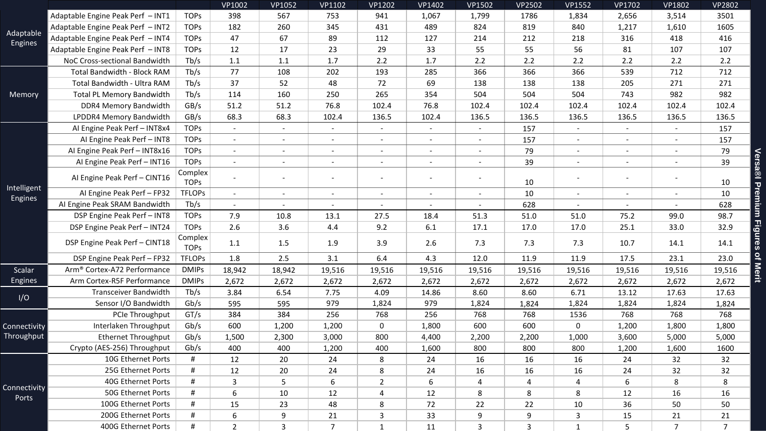## Versal® Premium Figures of Merit

| | | | VP1002 | VP1052 | VP1102 | VP1202 | VP1402 | VP1502 | VP2502 | VP1552 | VP1702 | VP1802 | VP2802 |
|---|---|---|---|---|---|---|---|---|---|---|---|---|---|
| Adaptable Engines | Adaptable Engine Peak Perf – INT1 | TOPs | 398 | 567 | 753 | 941 | 1,067 | 1,799 | 1786 | 1,834 | 2,656 | 3,514 | 3501 |
| | Adaptable Engine Peak Perf – INT2 | TOPs | 182 | 260 | 345 | 431 | 489 | 824 | 819 | 840 | 1,217 | 1,610 | 1605 |
| | Adaptable Engine Peak Perf – INT4 | TOPs | 47 | 67 | 89 | 112 | 127 | 214 | 212 | 218 | 316 | 418 | 416 |
| | Adaptable Engine Peak Perf – INT8 | TOPs | 12 | 17 | 23 | 29 | 33 | 55 | 55 | 56 | 81 | 107 | 107 |
| | NoC Cross-sectional Bandwidth | Tb/s | 1.1 | 1.1 | 1.7 | 2.2 | 1.7 | 2.2 | 2.2 | 2.2 | 2.2 | 2.2 | 2.2 |
| Memory | Total Bandwidth - Block RAM | Tb/s | 77 | 108 | 202 | 193 | 285 | 366 | 366 | 366 | 539 | 712 | 712 |
| | Total Bandwidth - Ultra RAM | Tb/s | 37 | 52 | 48 | 72 | 69 | 138 | 138 | 138 | 205 | 271 | 271 |
| | Total PL Memory Bandwidth | Tb/s | 114 | 160 | 250 | 265 | 354 | 504 | 504 | 504 | 743 | 982 | 982 |
| | DDR4 Memory Bandwidth | GB/s | 51.2 | 51.2 | 76.8 | 102.4 | 76.8 | 102.4 | 102.4 | 102.4 | 102.4 | 102.4 | 102.4 |
| | LPDDR4 Memory Bandwidth | GB/s | 68.3 | 68.3 | 102.4 | 136.5 | 102.4 | 136.5 | 136.5 | 136.5 | 136.5 | 136.5 | 136.5 |
| Intelligent Engines | AI Engine Peak Perf – INT8x4 | TOPs | - | - | - | - | - | - | 157 | - | - | - | 157 |
| | AI Engine Peak Perf – INT8 | TOPs | - | - | - | - | - | - | 157 | - | - | - | 157 |
| | AI Engine Peak Perf – INT8x16 | TOPs | - | - | - | - | - | - | 79 | - | - | - | 79 |
| | AI Engine Peak Perf – INT16 | TOPs | - | - | - | - | - | - | 39 | - | - | - | 39 |
| | AI Engine Peak Perf – CINT16 | Complex TOPs | - | - | - | - | - | - | 10 | - | - | - | 10 |
| | AI Engine Peak Perf – FP32 | TFLOPs | - | - | - | - | - | - | 10 | - | - | - | 10 |
| | AI Engine Peak SRAM Bandwidth | Tb/s | - | - | - | - | - | - | 628 | - | - | - | 628 |
| | DSP Engine Peak Perf – INT8 | TOPs | 7.9 | 10.8 | 13.1 | 27.5 | 18.4 | 51.3 | 51.0 | 51.0 | 75.2 | 99.0 | 98.7 |
| | DSP Engine Peak Perf – INT24 | TOPs | 2.6 | 3.6 | 4.4 | 9.2 | 6.1 | 17.1 | 17.0 | 17.0 | 25.1 | 33.0 | 32.9 |
| | DSP Engine Peak Perf – CINT18 | Complex TOPs | 1.1 | 1.5 | 1.9 | 3.9 | 2.6 | 7.3 | 7.3 | 7.3 | 10.7 | 14.1 | 14.1 |
| | DSP Engine Peak Perf – FP32 | TFLOPs | 1.8 | 2.5 | 3.1 | 6.4 | 4.3 | 12.0 | 11.9 | 11.9 | 17.5 | 23.1 | 23.0 |
| Scalar Engines | Arm® Cortex-A72 Performance | DMIPs | 18,942 | 18,942 | 19,516 | 19,516 | 19,516 | 19,516 | 19,516 | 19,516 | 19,516 | 19,516 | 19,516 |
| | Arm Cortex-R5F Performance | DMIPs | 2,672 | 2,672 | 2,672 | 2,672 | 2,672 | 2,672 | 2,672 | 2,672 | 2,672 | 2,672 | 2,672 |
| I/O | Transceiver Bandwidth | Tb/s | 3.84 | 6.54 | 7.75 | 4.09 | 14.86 | 8.60 | 8.60 | 6.71 | 13.12 | 17.63 | 17.63 |
| | Sensor I/O Bandwidth | Gb/s | 595 | 595 | 979 | 1,824 | 979 | 1,824 | 1,824 | 1,824 | 1,824 | 1,824 | 1,824 |
| Connectivity Throughput | PCIe Throughput | GT/s | 384 | 384 | 256 | 768 | 256 | 768 | 768 | 1536 | 768 | 768 | 768 |
| | Interlaken Throughput | Gb/s | 600 | 1,200 | 1,200 | 0 | 1,800 | 600 | 600 | 0 | 1,200 | 1,800 | 1,800 |
| | Ethernet Throughput | Gb/s | 1,500 | 2,300 | 3,000 | 800 | 4,400 | 2,200 | 2,200 | 1,000 | 3,600 | 5,000 | 5,000 |
| | Crypto (AES-256) Throughput | Gb/s | 400 | 400 | 1,200 | 400 | 1,600 | 800 | 800 | 800 | 1,200 | 1,600 | 1600 |
| Connectivity Ports | 10G Ethernet Ports | # | 12 | 20 | 24 | 8 | 24 | 16 | 16 | 16 | 24 | 32 | 32 |
| | 25G Ethernet Ports | # | 12 | 20 | 24 | 8 | 24 | 16 | 16 | 16 | 24 | 32 | 32 |
| | 40G Ethernet Ports | # | 3 | 5 | 6 | 2 | 6 | 4 | 4 | 4 | 6 | 8 | 8 |
| | 50G Ethernet Ports | # | 6 | 10 | 12 | 4 | 12 | 8 | 8 | 8 | 12 | 16 | 16 |
| | 100G Ethernet Ports | # | 15 | 23 | 48 | 8 | 72 | 22 | 22 | 10 | 36 | 50 | 50 |
| | 200G Ethernet Ports | # | 6 | 9 | 21 | 3 | 33 | 9 | 9 | 3 | 15 | 21 | 21 |
| | 400G Ethernet Ports | # | 2 | 3 | 7 | 1 | 11 | 3 | 3 | 1 | 5 | 7 | 7 |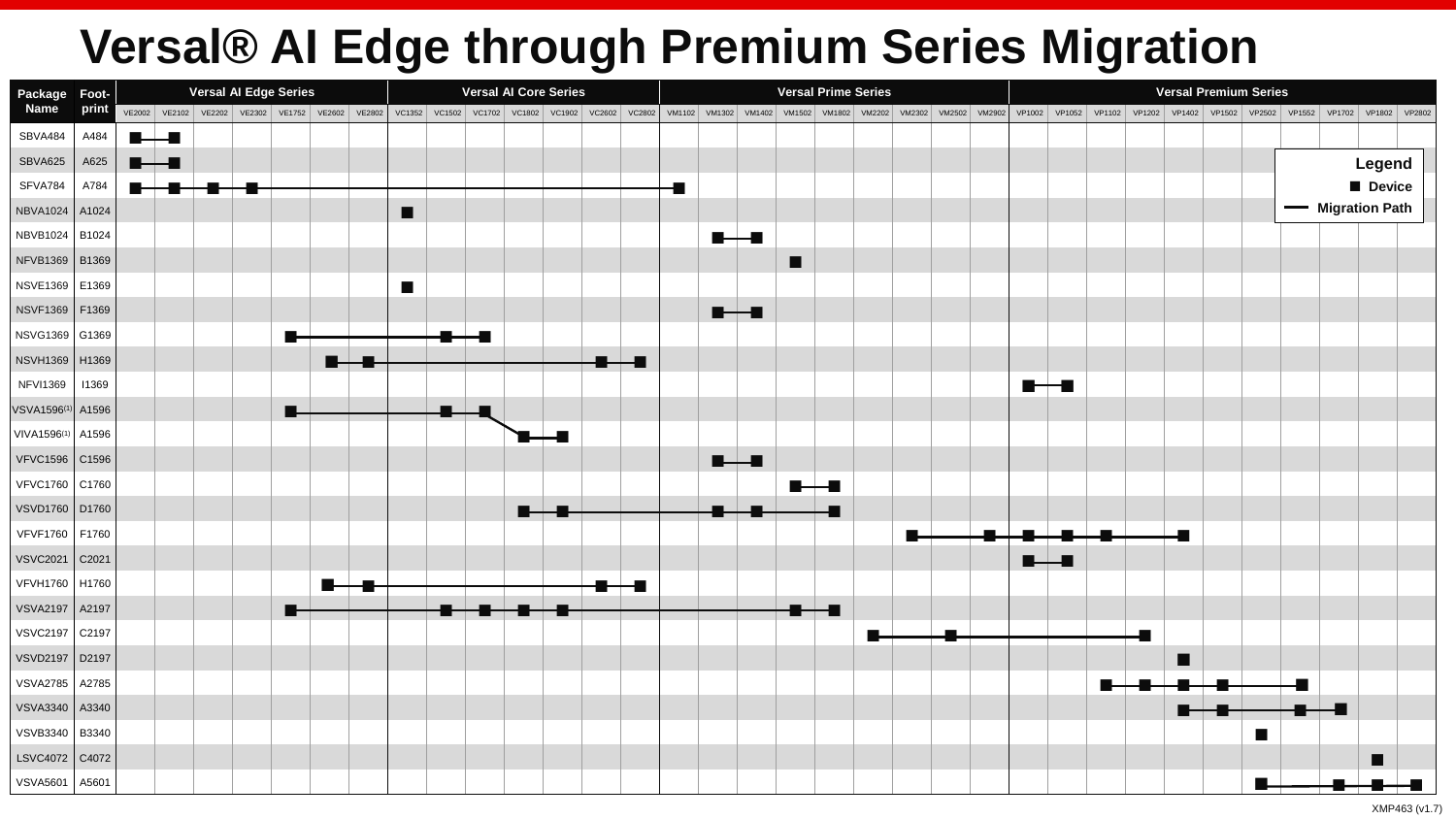# Versal® AI Edge through Premium Series Migration

| Package Name | Footprint | Versal AI Edge Series | | | | | | | Versal AI Core Series | | | | | | | Versal Prime Series | | | | | | | | | Versal Premium Series | | | | | | | | | | |
|---|---|---|---|---|---|---|---|---|---|---|---|---|---|---|---|---|---|---|---|---|---|---|---|---|---|---|---|---|---|---|---|---|---|---|---|
| | | VE2002 | VE2102 | VE2202 | VE2302 | VE1752 | VE2602 | VE2802 | VC1352 | VC1502 | VC1702 | VC1802 | VC1902 | VC2602 | VC2802 | VM1102 | VM1302 | VM1402 | VM1502 | VM1802 | VM2202 | VM2302 | VM2502 | VM2902 | VP1002 | VP1052 | VP1102 | VP1202 | VP1402 | VP1502 | VP2502 | VP1552 | VP1702 | VP1802 | VP2802 |
| SBVA484 | A484 | ■ | ■ | | | | | | | | | | | | | | | | | | | | | | | | | | | | | | | | |
| SBVA625 | A625 | ■ | ■ | | | | | | | | | | | | | | | | | | | | | | | | | | | | | | | | |
| SFVA784 | A784 | ■ | ■ | ■ | ■ | | | | | | | | | | | ■ | | | | | | | | | | | | | | | | | | | |
| NBVA1024 | A1024 | | | | | | | | ■ | | | | | | | | | | | | | | | | | | | | | | | | | | |
| NBVB1024 | B1024 | | | | | | | | | | | | | | | | ■ | ■ | | | | | | | | | | | | | | | | | |
| NFVB1369 | B1369 | | | | | | | | | | | | | | | | | | ■ | | | | | | | | | | | | | | | | |
| NSVE1369 | E1369 | | | | | | | | ■ | | | | | | | | | | | | | | | | | | | | | | | | | | |
| NSVF1369 | F1369 | | | | | | | | | | | | | | | | ■ | ■ | | | | | | | | | | | | | | | | | |
| NSVG1369 | G1369 | | | | | ■ | | | | ■ | ■ | | | | | | | | | | | | | | | | | | | | | | | | |
| NSVH1369 | H1369 | | | | | | ■ | ■ | | | | | | ■ | ■ | | | | | | | | | | | | | | | | | | | | |
| NFVI1369 | I1369 | | | | | | | | | | | | | | | | | | | | | | | | ■ | ■ | | | | | | | | | |
| VSVA1596[1] | A1596 | | | | | ■ | | | | ■ | ■ | | | | | | | | | | | | | | | | | | | | | | | | |
| VIVA1596[1] | A1596 | | | | | | | | | | | ■ | ■ | | | | | | | | | | | | | | | | | | | | | | |
| VFVC1596 | C1596 | | | | | | | | | | | | | | | | ■ | ■ | | | | | | | | | | | | | | | | | |
| VFVC1760 | C1760 | | | | | | | | | | | | | | | | | | ■ | ■ | | | | | | | | | | | | | | | |
| VSVD1760 | D1760 | | | | | | | | | | | ■ | ■ | | | | ■ | ■ | | ■ | | | | | | | | | | | | | | | |
| VFVF1760 | F1760 | | | | | | | | | | | | | | | | | | | | | ■ | | ■ | ■ | ■ | ■ | | ■ | | | | | | |
| VSVC2021 | C2021 | | | | | | | | | | | | | | | | | | | | | | | | ■ | ■ | | | | | | | | | |
| VFVH1760 | H1760 | | | | | | ■ | ■ | | | | | | ■ | ■ | | | | | | | | | | | | | | | | | | | | |
| VSVA2197 | A2197 | | | | | ■ | | | | ■ | ■ | ■ | ■ | | | | | | ■ | ■ | | | | | | | | | | | | | | | |
| VSVC2197 | C2197 | | | | | | | | | | | | | | | | | | | | ■ | | ■ | | | | | ■ | | | | | | | |
| VSVD2197 | D2197 | | | | | | | | | | | | | | | | | | | | | | | | | | | | ■ | | | | | | |
| VSVA2785 | A2785 | | | | | | | | | | | | | | | | | | | | | | | | | | ■ | ■ | ■ | ■ | | ■ | | | |
| VSVA3340 | A3340 | | | | | | | | | | | | | | | | | | | | | | | | | | | | ■ | ■ | | ■ | ■ | | |
| VSVB3340 | B3340 | | | | | | | | | | | | | | | | | | | | | | | | | | | | | | ■ | | | | |
| LSVC4072 | C4072 | | | | | | | | | | | | | | | | | | | | | | | | | | | | | | | | | ■ | |
| VSVA5601 | A5601 | | | | | | | | | | | | | | | | | | | | | | | | | | | | | | ■ | | ■ | ■ | ■ |

**Legend**

- ■ Device
- — Migration Path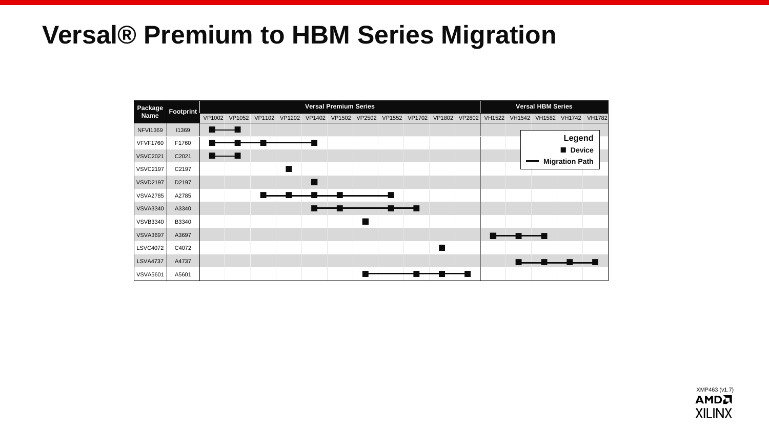# Versal® Premium to HBM Series Migration

| Package Name | Footprint | Versal Premium Series | | | | | | | | | | | Versal HBM Series | | | | |
|---|---|---|---|---|---|---|---|---|---|---|---|---|---|---|---|---|---|
| | | VP1002 | VP1052 | VP1102 | VP1202 | VP1402 | VP1502 | VP2502 | VP1552 | VP1702 | VP1802 | VP2802 | VH1522 | VH1542 | VH1582 | VH1742 | VH1782 |
| NFVI1369 | I1369 | ■ | ■ | | | | | | | | | | | | | | |
| VFVF1760 | F1760 | ■ | ■ | ■ | — | ■ | | | | | | | | | | | |
| VSVC2021 | C2021 | ■ | ■ | | | | | | | | | | | | | | |
| VSVC2197 | C2197 | | | | ■ | | | | | | | | | | | | |
| VSVD2197 | D2197 | | | | | ■ | | | | | | | | | | | |
| VSVA2785 | A2785 | | | ■ | ■ | ■ | ■ | — | ■ | | | | | | | | |
| VSVA3340 | A3340 | | | | | ■ | ■ | — | ■ | ■ | | | | | | | |
| VSVB3340 | B3340 | | | | | | | ■ | | | | | | | | | |
| VSVA3697 | A3697 | | | | | | | | | | | | ■ | ■ | ■ | | |
| LSVC4072 | C4072 | | | | | | | | | | ■ | | | | | | |
| LSVA4737 | A4737 | | | | | | | | | | | | | ■ | ■ | ■ | ■ |
| VSVA5601 | A5601 | | | | | | | ■ | — | ■ | ■ | ■ | | | | | |

**Legend**

■ Device

— Migration Path

XMP463 (v1.7)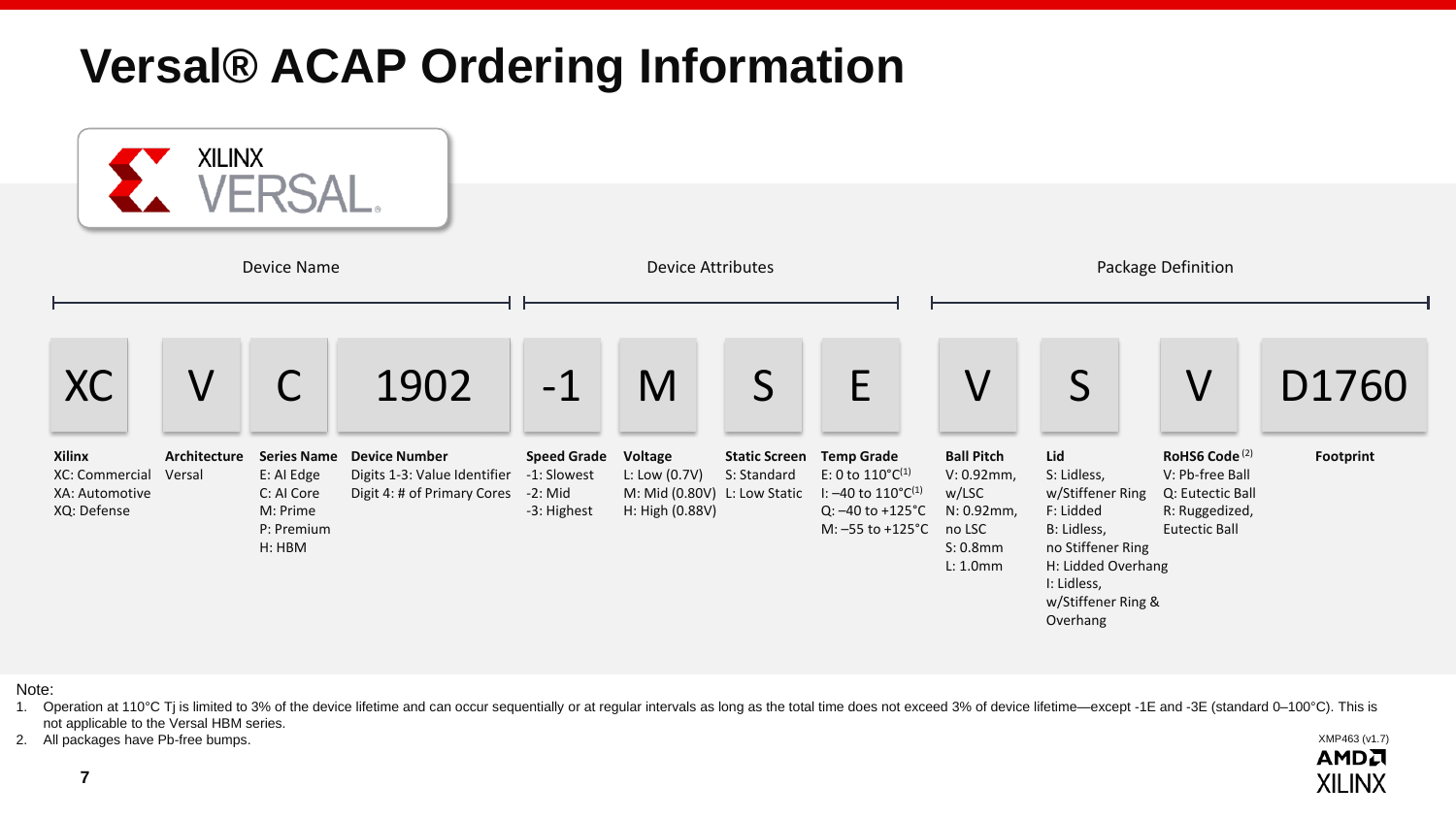# Versal® ACAP Ordering Information

XILINX VERSAL.

| Device Name | | | | Device Attributes | | | | Package Definition | | | |
|---|---|---|---|---|---|---|---|---|---|---|---|
| XC | V | C | 1902 | -1 | M | S | E | V | S | V | D1760 |
| **Xilinx** | **Architecture** | **Series Name** | **Device Number** | **Speed Grade** | **Voltage** | **Static Screen** | **Temp Grade** | **Ball Pitch** | **Lid** | **RoHS6 Code** [2] | **Footprint** |
| XC: Commercial<br>XA: Automotive<br>XQ: Defense | Versal | E: AI Edge<br>C: AI Core<br>M: Prime<br>P: Premium<br>H: HBM | Digits 1-3: Value Identifier<br>Digit 4: # of Primary Cores | -1: Slowest<br>-2: Mid<br>-3: Highest | L: Low (0.7V)<br>M: Mid (0.80V)<br>H: High (0.88V) | S: Standard<br>L: Low Static | E: 0 to 110°C[1]<br>I: –40 to 110°C[1]<br>Q: –40 to +125°C<br>M: –55 to +125°C | V: 0.92mm, w/LSC<br>N: 0.92mm, no LSC<br>S: 0.8mm<br>L: 1.0mm | S: Lidless, w/Stiffener Ring<br>F: Lidded<br>B: Lidless, no Stiffener Ring<br>H: Lidded Overhang<br>I: Lidless, w/Stiffener Ring & Overhang | V: Pb-free Ball<br>Q: Eutectic Ball<br>R: Ruggedized, Eutectic Ball | |

Note:
1. Operation at 110°C Tj is limited to 3% of the device lifetime and can occur sequentially or at regular intervals as long as the total time does not exceed 3% of device lifetime—except -1E and -3E (standard 0–100°C). This is not applicable to the Versal HBM series.
2. All packages have Pb-free bumps.

XMP463 (v1.7)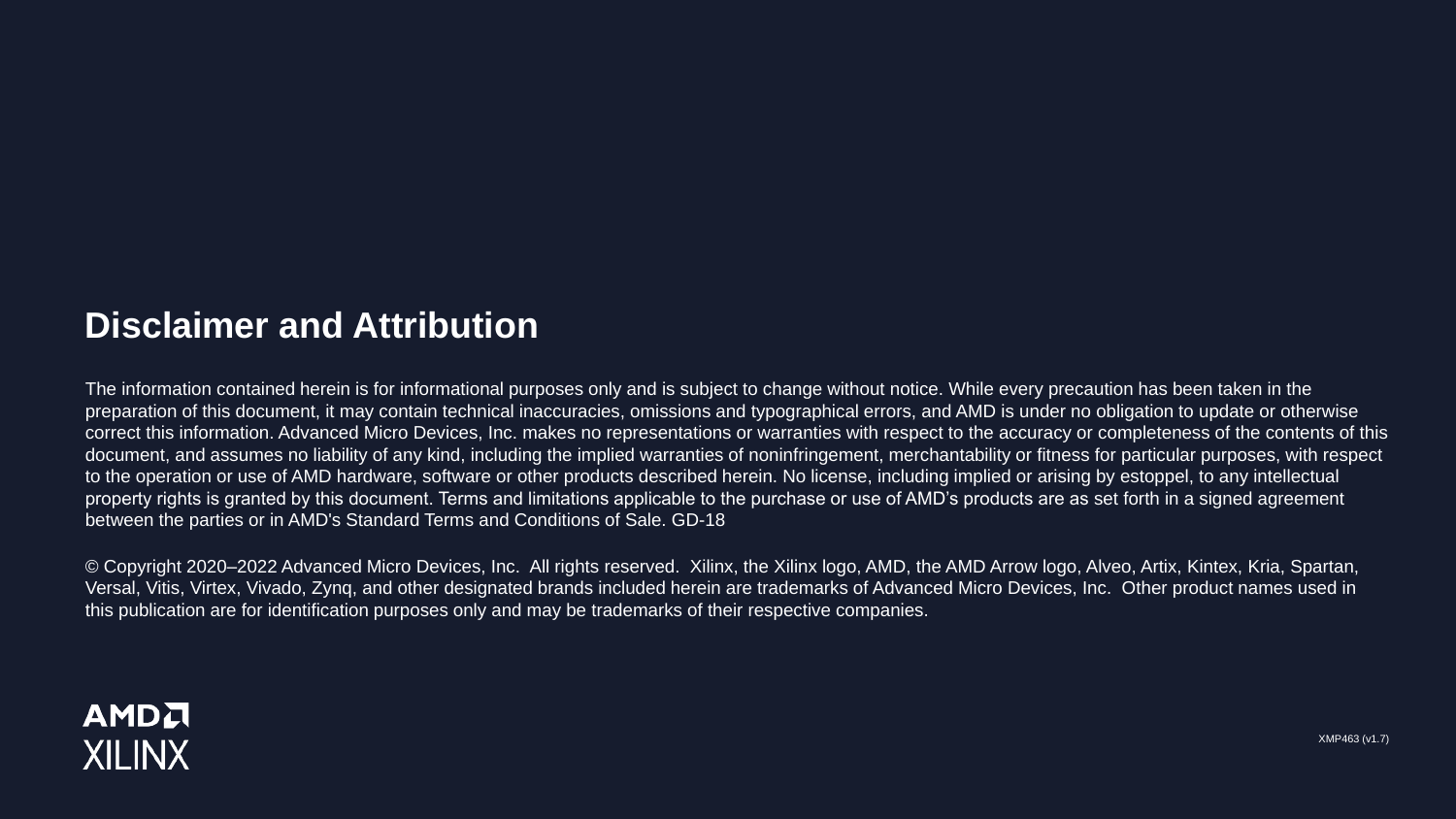## Disclaimer and Attribution

The information contained herein is for informational purposes only and is subject to change without notice. While every precaution has been taken in the preparation of this document, it may contain technical inaccuracies, omissions and typographical errors, and AMD is under no obligation to update or otherwise correct this information. Advanced Micro Devices, Inc. makes no representations or warranties with respect to the accuracy or completeness of the contents of this document, and assumes no liability of any kind, including the implied warranties of noninfringement, merchantability or fitness for particular purposes, with respect to the operation or use of AMD hardware, software or other products described herein. No license, including implied or arising by estoppel, to any intellectual property rights is granted by this document. Terms and limitations applicable to the purchase or use of AMD's products are as set forth in a signed agreement between the parties or in AMD's Standard Terms and Conditions of Sale. GD-18

© Copyright 2020–2022 Advanced Micro Devices, Inc. All rights reserved. Xilinx, the Xilinx logo, AMD, the AMD Arrow logo, Alveo, Artix, Kintex, Kria, Spartan, Versal, Vitis, Virtex, Vivado, Zynq, and other designated brands included herein are trademarks of Advanced Micro Devices, Inc. Other product names used in this publication are for identification purposes only and may be trademarks of their respective companies.

AMD
XILINX

XMP463 (v1.7)